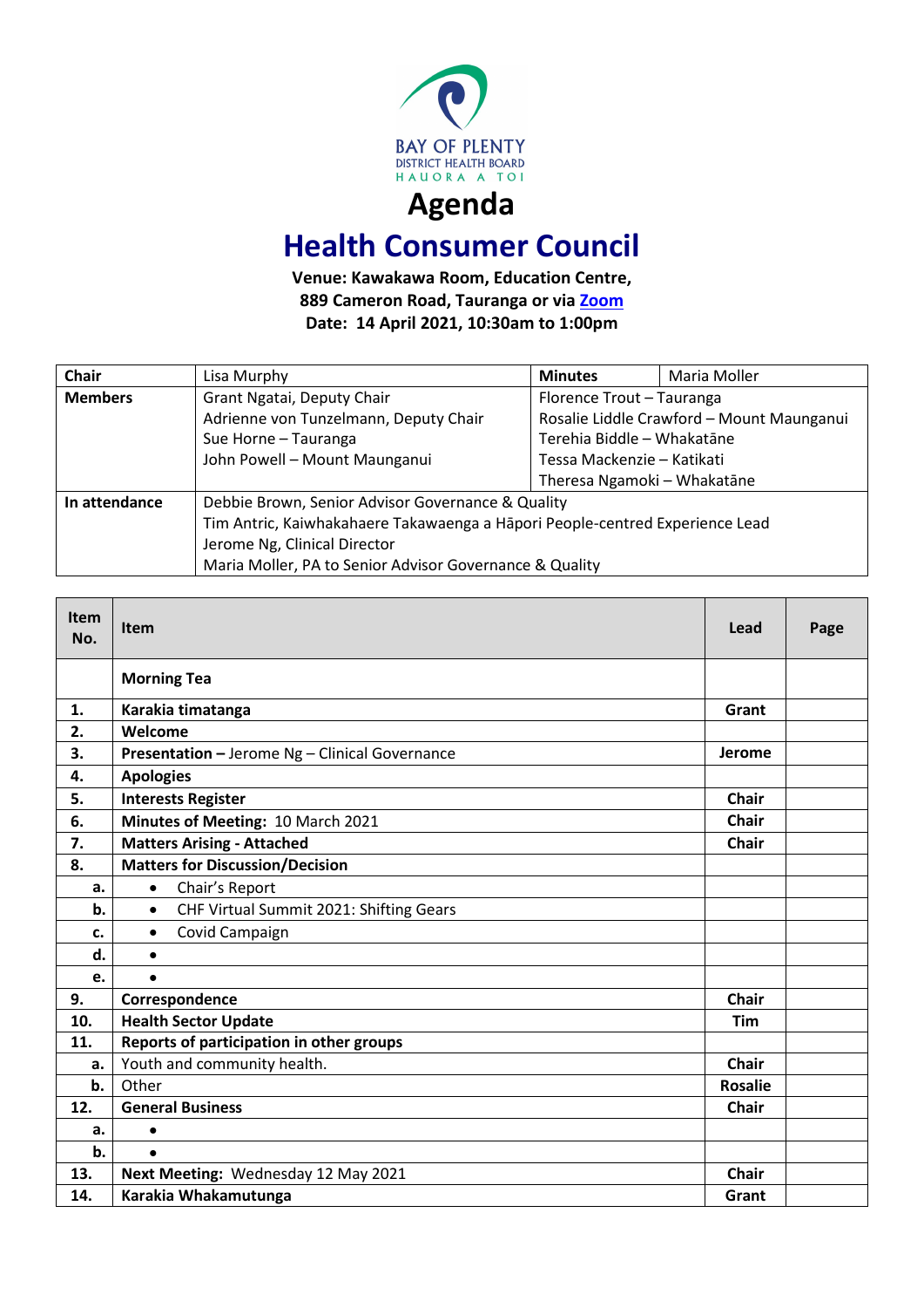BAY OF PLENTY
DISTRICT HEALTH BOARD
HAUORA A TOI

# Agenda

# Health Consumer Council

**Venue: Kawakawa Room, Education Centre,**
**889 Cameron Road, Tauranga or via [Zoom]**
**Date: 14 April 2021, 10:30am to 1:00pm**

| **Chair** | Lisa Murphy | **Minutes** | Maria Moller |
|---|---|---|---|
| **Members** | Grant Ngatai, Deputy Chair<br>Adrienne von Tunzelmann, Deputy Chair<br>Sue Horne – Tauranga<br>John Powell – Mount Maunganui | Florence Trout – Tauranga<br>Rosalie Liddle Crawford – Mount Maunganui<br>Terehia Biddle – Whakatāne<br>Tessa Mackenzie – Katikati<br>Theresa Ngamoki – Whakatāne | |
| **In attendance** | Debbie Brown, Senior Advisor Governance & Quality<br>Tim Antric, Kaiwhakahaere Takawaenga a Hāpori People-centred Experience Lead<br>Jerome Ng, Clinical Director<br>Maria Moller, PA to Senior Advisor Governance & Quality | | |

| **Item No.** | **Item** | **Lead** | **Page** |
|---|---|---|---|
| | **Morning Tea** | | |
| **1.** | **Karakia timatanga** | **Grant** | |
| **2.** | **Welcome** | | |
| **3.** | **Presentation –** Jerome Ng – Clinical Governance | **Jerome** | |
| **4.** | **Apologies** | | |
| **5.** | **Interests Register** | **Chair** | |
| **6.** | **Minutes of Meeting:** 10 March 2021 | **Chair** | |
| **7.** | **Matters Arising - Attached** | **Chair** | |
| **8.** | **Matters for Discussion/Decision** | | |
| **a.** | • Chair's Report | | |
| **b.** | • CHF Virtual Summit 2021: Shifting Gears | | |
| **c.** | • Covid Campaign | | |
| **d.** | • | | |
| **e.** | • | | |
| **9.** | **Correspondence** | **Chair** | |
| **10.** | **Health Sector Update** | **Tim** | |
| **11.** | **Reports of participation in other groups** | | |
| **a.** | Youth and community health. | **Chair** | |
| **b.** | Other | **Rosalie** | |
| **12.** | **General Business** | **Chair** | |
| **a.** | • | | |
| **b.** | • | | |
| **13.** | **Next Meeting:** Wednesday 12 May 2021 | **Chair** | |
| **14.** | **Karakia Whakamutunga** | **Grant** | |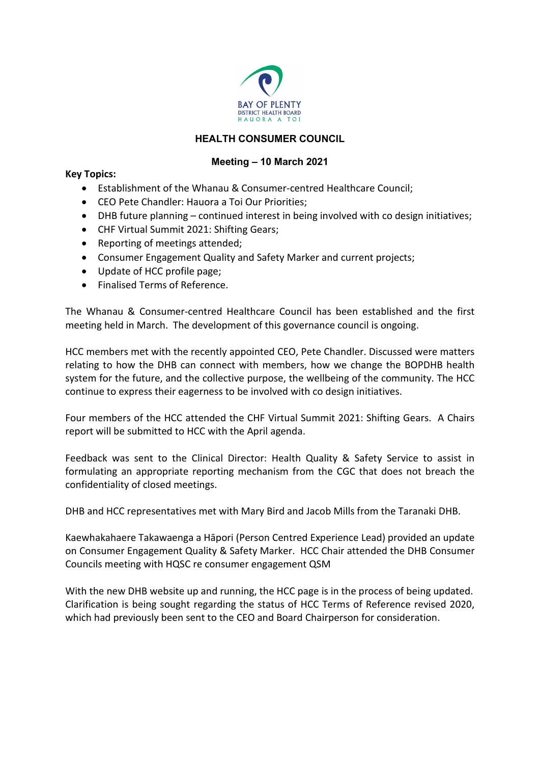## HEALTH CONSUMER COUNCIL

### Meeting – 10 March 2021

**Key Topics:**

- Establishment of the Whanau & Consumer-centred Healthcare Council;
- CEO Pete Chandler: Hauora a Toi Our Priorities;
- DHB future planning – continued interest in being involved with co design initiatives;
- CHF Virtual Summit 2021: Shifting Gears;
- Reporting of meetings attended;
- Consumer Engagement Quality and Safety Marker and current projects;
- Update of HCC profile page;
- Finalised Terms of Reference.

The Whanau & Consumer-centred Healthcare Council has been established and the first meeting held in March. The development of this governance council is ongoing.

HCC members met with the recently appointed CEO, Pete Chandler. Discussed were matters relating to how the DHB can connect with members, how we change the BOPDHB health system for the future, and the collective purpose, the wellbeing of the community. The HCC continue to express their eagerness to be involved with co design initiatives.

Four members of the HCC attended the CHF Virtual Summit 2021: Shifting Gears. A Chairs report will be submitted to HCC with the April agenda.

Feedback was sent to the Clinical Director: Health Quality & Safety Service to assist in formulating an appropriate reporting mechanism from the CGC that does not breach the confidentiality of closed meetings.

DHB and HCC representatives met with Mary Bird and Jacob Mills from the Taranaki DHB.

Kaewhakahaere Takawaenga a Hāpori (Person Centred Experience Lead) provided an update on Consumer Engagement Quality & Safety Marker. HCC Chair attended the DHB Consumer Councils meeting with HQSC re consumer engagement QSM

With the new DHB website up and running, the HCC page is in the process of being updated. Clarification is being sought regarding the status of HCC Terms of Reference revised 2020, which had previously been sent to the CEO and Board Chairperson for consideration.